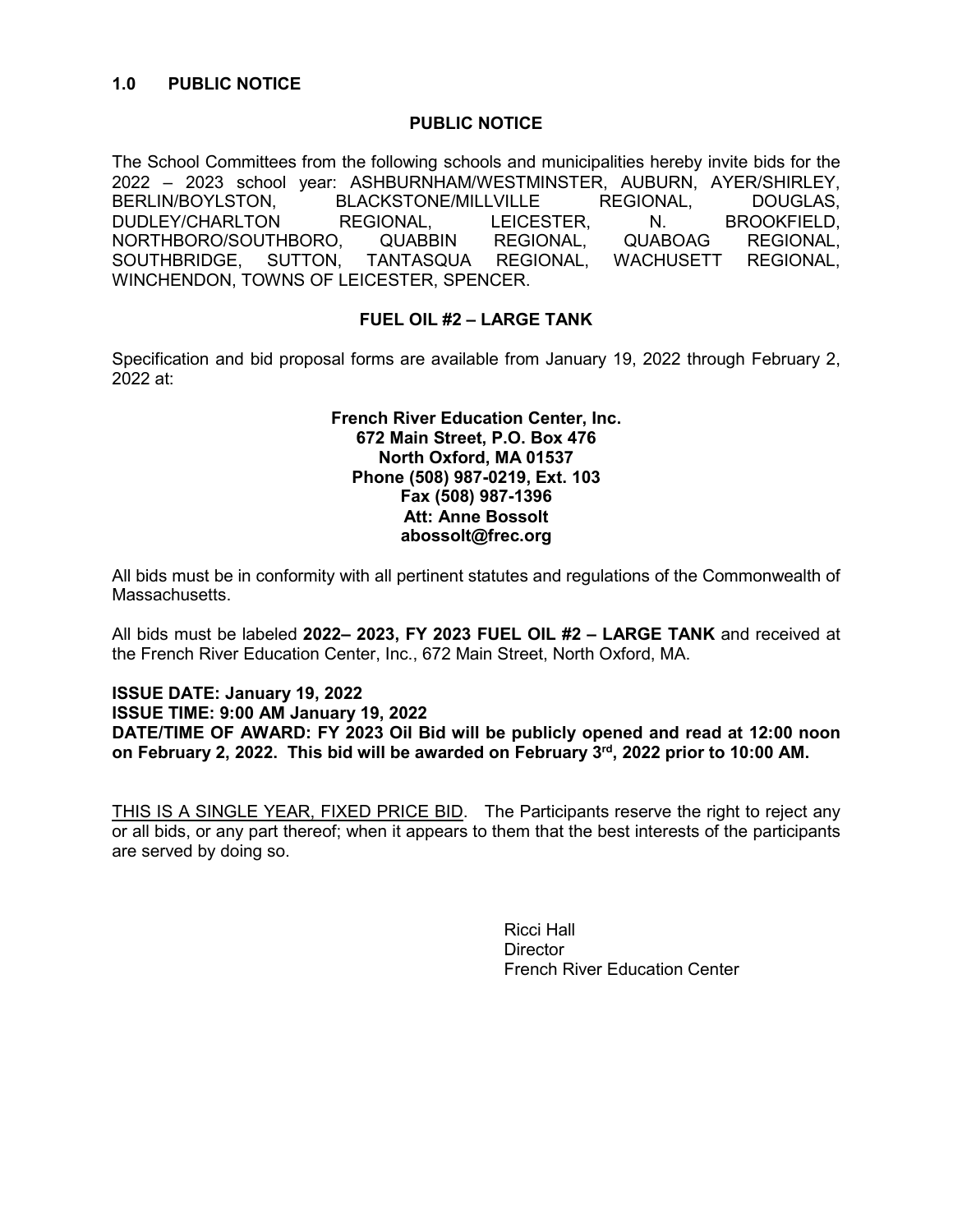## 1.0 PUBLIC NOTICE

### PUBLIC NOTICE

The School Committees from the following schools and municipalities hereby invite bids for the 2022 – 2023 school year: ASHBURNHAM/WESTMINSTER, AUBURN, AYER/SHIRLEY, BERLIN/BOYLSTON, BLACKSTONE/MILLVILLE REGIONAL, DOUGLAS, DUDLEY/CHARLTON REGIONAL, LEICESTER, N. BROOKFIELD, NORTHBORO/SOUTHBORO, QUABBIN REGIONAL, QUABOAG REGIONAL, SOUTHBRIDGE, SUTTON, TANTASQUA REGIONAL, WACHUSETT REGIONAL, WINCHENDON, TOWNS OF LEICESTER, SPENCER.

### FUEL OIL #2 – LARGE TANK

Specification and bid proposal forms are available from January 19, 2022 through February 2, 2022 at:

**French River Education Center, Inc.**
**672 Main Street, P.O. Box 476**
**North Oxford, MA 01537**
**Phone (508) 987-0219, Ext. 103**
**Fax (508) 987-1396**
**Att: Anne Bossolt**
**abossolt@frec.org**

All bids must be in conformity with all pertinent statutes and regulations of the Commonwealth of Massachusetts.

All bids must be labeled **2022– 2023, FY 2023 FUEL OIL #2 – LARGE TANK** and received at the French River Education Center, Inc., 672 Main Street, North Oxford, MA.

**ISSUE DATE: January 19, 2022**
**ISSUE TIME: 9:00 AM January 19, 2022**
**DATE/TIME OF AWARD: FY 2023 Oil Bid will be publicly opened and read at 12:00 noon on February 2, 2022. This bid will be awarded on February 3rd, 2022 prior to 10:00 AM.**

THIS IS A SINGLE YEAR, FIXED PRICE BID. The Participants reserve the right to reject any or all bids, or any part thereof; when it appears to them that the best interests of the participants are served by doing so.

Ricci Hall
Director
French River Education Center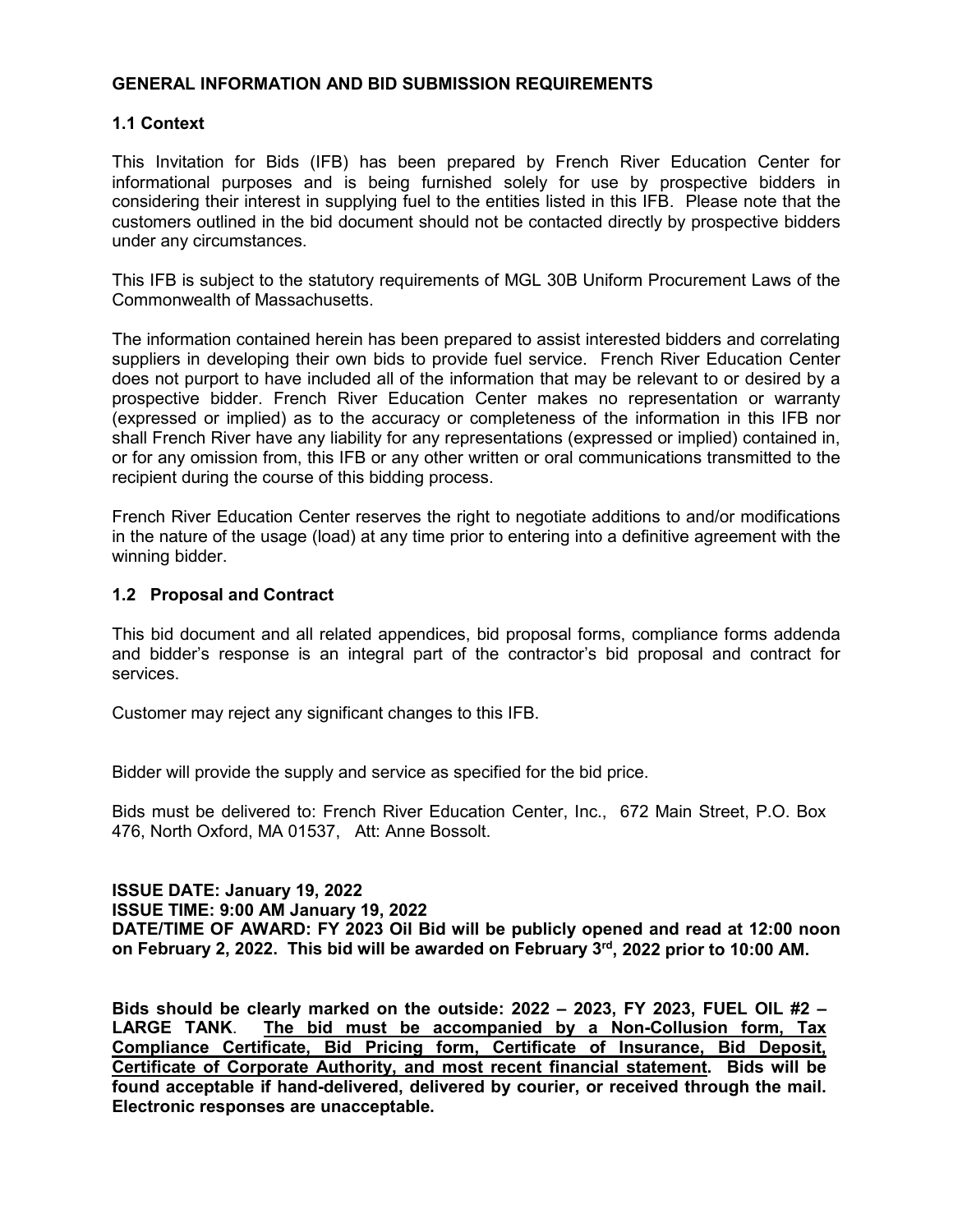## GENERAL INFORMATION AND BID SUBMISSION REQUIREMENTS

### 1.1 Context

This Invitation for Bids (IFB) has been prepared by French River Education Center for informational purposes and is being furnished solely for use by prospective bidders in considering their interest in supplying fuel to the entities listed in this IFB. Please note that the customers outlined in the bid document should not be contacted directly by prospective bidders under any circumstances.

This IFB is subject to the statutory requirements of MGL 30B Uniform Procurement Laws of the Commonwealth of Massachusetts.

The information contained herein has been prepared to assist interested bidders and correlating suppliers in developing their own bids to provide fuel service. French River Education Center does not purport to have included all of the information that may be relevant to or desired by a prospective bidder. French River Education Center makes no representation or warranty (expressed or implied) as to the accuracy or completeness of the information in this IFB nor shall French River have any liability for any representations (expressed or implied) contained in, or for any omission from, this IFB or any other written or oral communications transmitted to the recipient during the course of this bidding process.

French River Education Center reserves the right to negotiate additions to and/or modifications in the nature of the usage (load) at any time prior to entering into a definitive agreement with the winning bidder.

### 1.2 Proposal and Contract

This bid document and all related appendices, bid proposal forms, compliance forms addenda and bidder's response is an integral part of the contractor's bid proposal and contract for services.

Customer may reject any significant changes to this IFB.

Bidder will provide the supply and service as specified for the bid price.

Bids must be delivered to: French River Education Center, Inc., 672 Main Street, P.O. Box 476, North Oxford, MA 01537, Att: Anne Bossolt.

**ISSUE DATE: January 19, 2022**
**ISSUE TIME: 9:00 AM January 19, 2022**
**DATE/TIME OF AWARD: FY 2023 Oil Bid will be publicly opened and read at 12:00 noon on February 2, 2022. This bid will be awarded on February 3rd, 2022 prior to 10:00 AM.**

**Bids should be clearly marked on the outside: 2022 – 2023, FY 2023, FUEL OIL #2 – LARGE TANK. <u>The bid must be accompanied by a Non-Collusion form, Tax Compliance Certificate, Bid Pricing form, Certificate of Insurance, Bid Deposit, Certificate of Corporate Authority, and most recent financial statement</u>. Bids will be found acceptable if hand-delivered, delivered by courier, or received through the mail. Electronic responses are unacceptable.**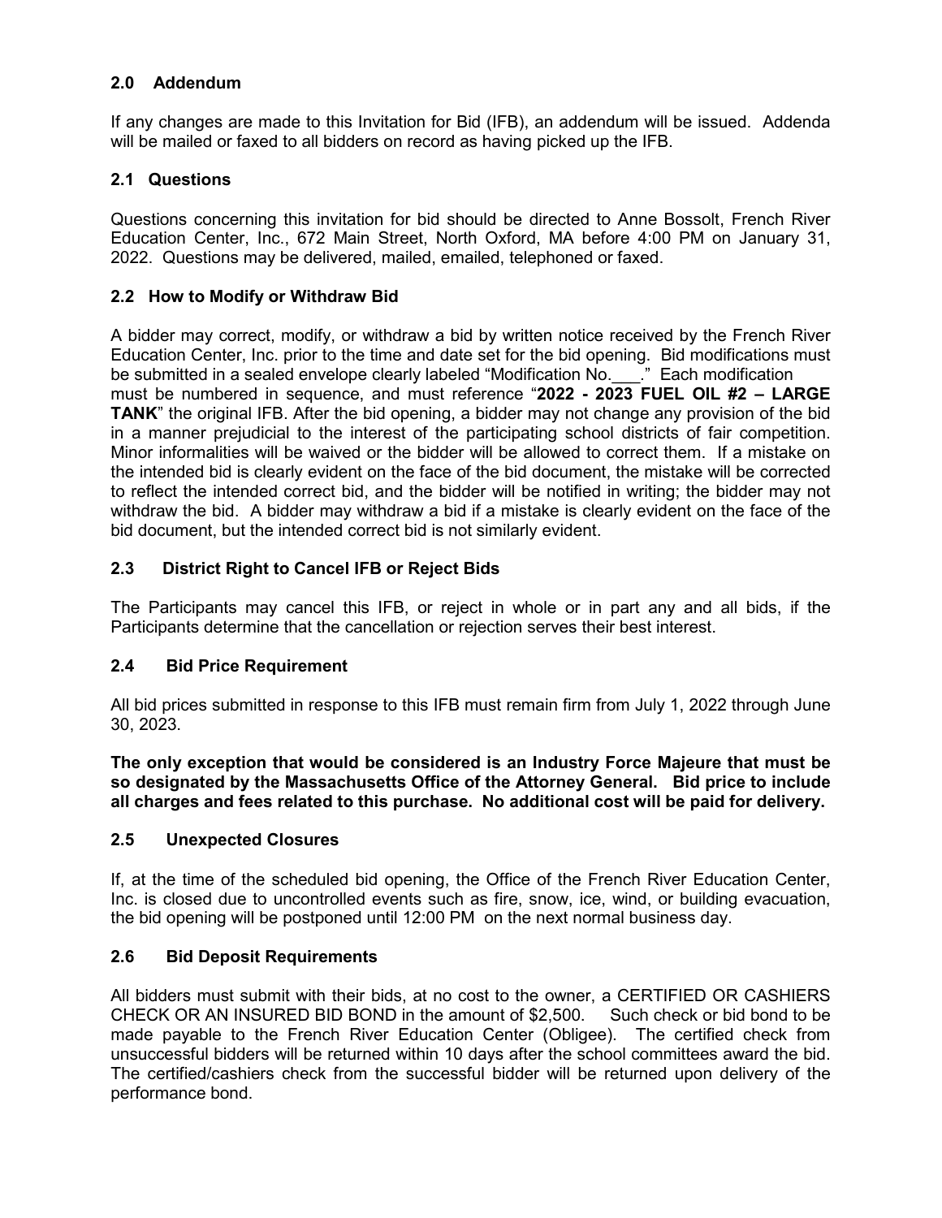### 2.0 Addendum

If any changes are made to this Invitation for Bid (IFB), an addendum will be issued. Addenda will be mailed or faxed to all bidders on record as having picked up the IFB.

### 2.1 Questions

Questions concerning this invitation for bid should be directed to Anne Bossolt, French River Education Center, Inc., 672 Main Street, North Oxford, MA before 4:00 PM on January 31, 2022. Questions may be delivered, mailed, emailed, telephoned or faxed.

### 2.2 How to Modify or Withdraw Bid

A bidder may correct, modify, or withdraw a bid by written notice received by the French River Education Center, Inc. prior to the time and date set for the bid opening. Bid modifications must be submitted in a sealed envelope clearly labeled "Modification No.___." Each modification must be numbered in sequence, and must reference "**2022 - 2023 FUEL OIL #2 – LARGE TANK**" the original IFB. After the bid opening, a bidder may not change any provision of the bid in a manner prejudicial to the interest of the participating school districts of fair competition. Minor informalities will be waived or the bidder will be allowed to correct them. If a mistake on the intended bid is clearly evident on the face of the bid document, the mistake will be corrected to reflect the intended correct bid, and the bidder will be notified in writing; the bidder may not withdraw the bid. A bidder may withdraw a bid if a mistake is clearly evident on the face of the bid document, but the intended correct bid is not similarly evident.

### 2.3 District Right to Cancel IFB or Reject Bids

The Participants may cancel this IFB, or reject in whole or in part any and all bids, if the Participants determine that the cancellation or rejection serves their best interest.

### 2.4 Bid Price Requirement

All bid prices submitted in response to this IFB must remain firm from July 1, 2022 through June 30, 2023.

**The only exception that would be considered is an Industry Force Majeure that must be so designated by the Massachusetts Office of the Attorney General. Bid price to include all charges and fees related to this purchase. No additional cost will be paid for delivery.**

### 2.5 Unexpected Closures

If, at the time of the scheduled bid opening, the Office of the French River Education Center, Inc. is closed due to uncontrolled events such as fire, snow, ice, wind, or building evacuation, the bid opening will be postponed until 12:00 PM on the next normal business day.

### 2.6 Bid Deposit Requirements

All bidders must submit with their bids, at no cost to the owner, a CERTIFIED OR CASHIERS CHECK OR AN INSURED BID BOND in the amount of $2,500. Such check or bid bond to be made payable to the French River Education Center (Obligee). The certified check from unsuccessful bidders will be returned within 10 days after the school committees award the bid. The certified/cashiers check from the successful bidder will be returned upon delivery of the performance bond.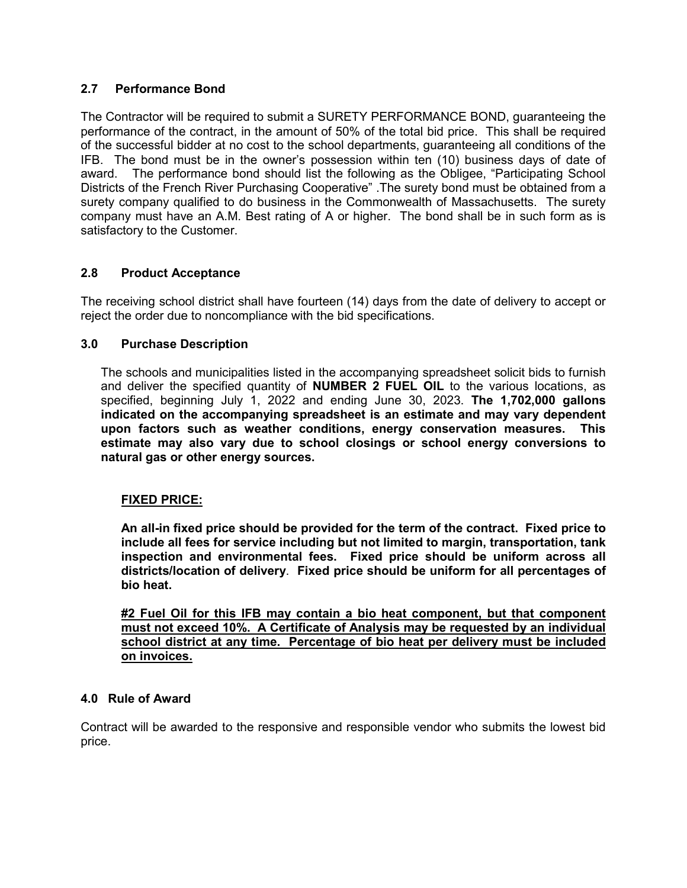## 2.7 Performance Bond

The Contractor will be required to submit a SURETY PERFORMANCE BOND, guaranteeing the performance of the contract, in the amount of 50% of the total bid price. This shall be required of the successful bidder at no cost to the school departments, guaranteeing all conditions of the IFB. The bond must be in the owner's possession within ten (10) business days of date of award. The performance bond should list the following as the Obligee, "Participating School Districts of the French River Purchasing Cooperative" .The surety bond must be obtained from a surety company qualified to do business in the Commonwealth of Massachusetts. The surety company must have an A.M. Best rating of A or higher. The bond shall be in such form as is satisfactory to the Customer.

## 2.8 Product Acceptance

The receiving school district shall have fourteen (14) days from the date of delivery to accept or reject the order due to noncompliance with the bid specifications.

## 3.0 Purchase Description

The schools and municipalities listed in the accompanying spreadsheet solicit bids to furnish and deliver the specified quantity of **NUMBER 2 FUEL OIL** to the various locations, as specified, beginning July 1, 2022 and ending June 30, 2023. **The 1,702,000 gallons indicated on the accompanying spreadsheet is an estimate and may vary dependent upon factors such as weather conditions, energy conservation measures. This estimate may also vary due to school closings or school energy conversions to natural gas or other energy sources.**

**FIXED PRICE:**

**An all-in fixed price should be provided for the term of the contract. Fixed price to include all fees for service including but not limited to margin, transportation, tank inspection and environmental fees. Fixed price should be uniform across all districts/location of delivery. Fixed price should be uniform for all percentages of bio heat.**

**#2 Fuel Oil for this IFB may contain a bio heat component, but that component must not exceed 10%. A Certificate of Analysis may be requested by an individual school district at any time. Percentage of bio heat per delivery must be included on invoices.**

## 4.0 Rule of Award

Contract will be awarded to the responsive and responsible vendor who submits the lowest bid price.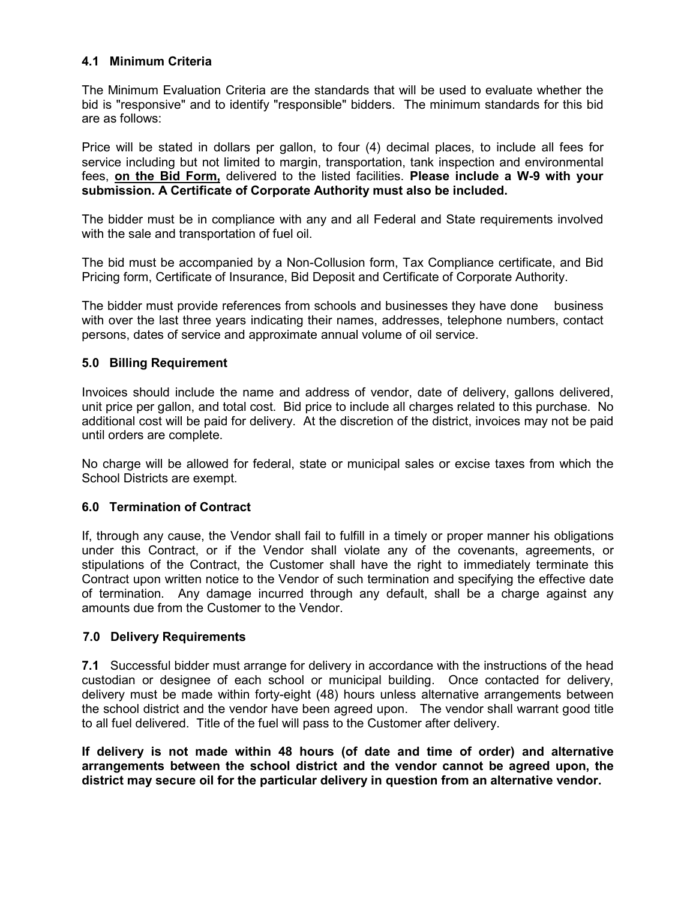### 4.1 Minimum Criteria

The Minimum Evaluation Criteria are the standards that will be used to evaluate whether the bid is "responsive" and to identify "responsible" bidders. The minimum standards for this bid are as follows:

Price will be stated in dollars per gallon, to four (4) decimal places, to include all fees for service including but not limited to margin, transportation, tank inspection and environmental fees, **on the Bid Form,** delivered to the listed facilities. **Please include a W-9 with your submission. A Certificate of Corporate Authority must also be included.**

The bidder must be in compliance with any and all Federal and State requirements involved with the sale and transportation of fuel oil.

The bid must be accompanied by a Non-Collusion form, Tax Compliance certificate, and Bid Pricing form, Certificate of Insurance, Bid Deposit and Certificate of Corporate Authority.

The bidder must provide references from schools and businesses they have done business with over the last three years indicating their names, addresses, telephone numbers, contact persons, dates of service and approximate annual volume of oil service.

### 5.0 Billing Requirement

Invoices should include the name and address of vendor, date of delivery, gallons delivered, unit price per gallon, and total cost. Bid price to include all charges related to this purchase. No additional cost will be paid for delivery. At the discretion of the district, invoices may not be paid until orders are complete.

No charge will be allowed for federal, state or municipal sales or excise taxes from which the School Districts are exempt.

### 6.0 Termination of Contract

If, through any cause, the Vendor shall fail to fulfill in a timely or proper manner his obligations under this Contract, or if the Vendor shall violate any of the covenants, agreements, or stipulations of the Contract, the Customer shall have the right to immediately terminate this Contract upon written notice to the Vendor of such termination and specifying the effective date of termination. Any damage incurred through any default, shall be a charge against any amounts due from the Customer to the Vendor.

### 7.0 Delivery Requirements

**7.1** Successful bidder must arrange for delivery in accordance with the instructions of the head custodian or designee of each school or municipal building. Once contacted for delivery, delivery must be made within forty-eight (48) hours unless alternative arrangements between the school district and the vendor have been agreed upon. The vendor shall warrant good title to all fuel delivered. Title of the fuel will pass to the Customer after delivery.

**If delivery is not made within 48 hours (of date and time of order) and alternative arrangements between the school district and the vendor cannot be agreed upon, the district may secure oil for the particular delivery in question from an alternative vendor.**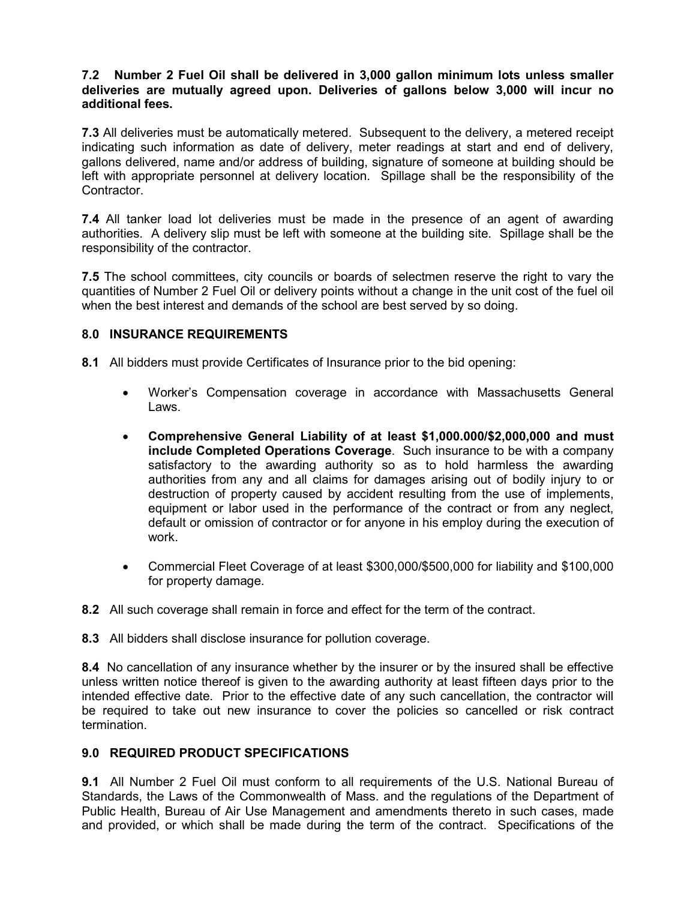**7.2 Number 2 Fuel Oil shall be delivered in 3,000 gallon minimum lots unless smaller deliveries are mutually agreed upon. Deliveries of gallons below 3,000 will incur no additional fees.**

**7.3** All deliveries must be automatically metered. Subsequent to the delivery, a metered receipt indicating such information as date of delivery, meter readings at start and end of delivery, gallons delivered, name and/or address of building, signature of someone at building should be left with appropriate personnel at delivery location. Spillage shall be the responsibility of the Contractor.

**7.4** All tanker load lot deliveries must be made in the presence of an agent of awarding authorities. A delivery slip must be left with someone at the building site. Spillage shall be the responsibility of the contractor.

**7.5** The school committees, city councils or boards of selectmen reserve the right to vary the quantities of Number 2 Fuel Oil or delivery points without a change in the unit cost of the fuel oil when the best interest and demands of the school are best served by so doing.

## 8.0 INSURANCE REQUIREMENTS

**8.1** All bidders must provide Certificates of Insurance prior to the bid opening:

- Worker's Compensation coverage in accordance with Massachusetts General Laws.
- **Comprehensive General Liability of at least $1,000.000/$2,000,000 and must include Completed Operations Coverage**. Such insurance to be with a company satisfactory to the awarding authority so as to hold harmless the awarding authorities from any and all claims for damages arising out of bodily injury to or destruction of property caused by accident resulting from the use of implements, equipment or labor used in the performance of the contract or from any neglect, default or omission of contractor or for anyone in his employ during the execution of work.
- Commercial Fleet Coverage of at least $300,000/$500,000 for liability and $100,000 for property damage.

**8.2** All such coverage shall remain in force and effect for the term of the contract.

**8.3** All bidders shall disclose insurance for pollution coverage.

**8.4** No cancellation of any insurance whether by the insurer or by the insured shall be effective unless written notice thereof is given to the awarding authority at least fifteen days prior to the intended effective date. Prior to the effective date of any such cancellation, the contractor will be required to take out new insurance to cover the policies so cancelled or risk contract termination.

## 9.0 REQUIRED PRODUCT SPECIFICATIONS

**9.1** All Number 2 Fuel Oil must conform to all requirements of the U.S. National Bureau of Standards, the Laws of the Commonwealth of Mass. and the regulations of the Department of Public Health, Bureau of Air Use Management and amendments thereto in such cases, made and provided, or which shall be made during the term of the contract. Specifications of the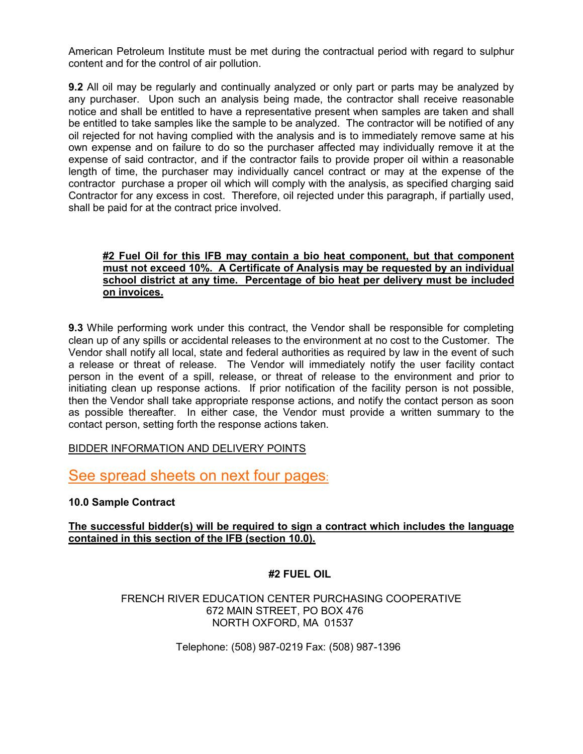American Petroleum Institute must be met during the contractual period with regard to sulphur content and for the control of air pollution.

**9.2** All oil may be regularly and continually analyzed or only part or parts may be analyzed by any purchaser. Upon such an analysis being made, the contractor shall receive reasonable notice and shall be entitled to have a representative present when samples are taken and shall be entitled to take samples like the sample to be analyzed. The contractor will be notified of any oil rejected for not having complied with the analysis and is to immediately remove same at his own expense and on failure to do so the purchaser affected may individually remove it at the expense of said contractor, and if the contractor fails to provide proper oil within a reasonable length of time, the purchaser may individually cancel contract or may at the expense of the contractor purchase a proper oil which will comply with the analysis, as specified charging said Contractor for any excess in cost. Therefore, oil rejected under this paragraph, if partially used, shall be paid for at the contract price involved.

**#2 Fuel Oil for this IFB may contain a bio heat component, but that component must not exceed 10%. A Certificate of Analysis may be requested by an individual school district at any time. Percentage of bio heat per delivery must be included on invoices.**

**9.3** While performing work under this contract, the Vendor shall be responsible for completing clean up of any spills or accidental releases to the environment at no cost to the Customer. The Vendor shall notify all local, state and federal authorities as required by law in the event of such a release or threat of release. The Vendor will immediately notify the user facility contact person in the event of a spill, release, or threat of release to the environment and prior to initiating clean up response actions. If prior notification of the facility person is not possible, then the Vendor shall take appropriate response actions, and notify the contact person as soon as possible thereafter. In either case, the Vendor must provide a written summary to the contact person, setting forth the response actions taken.

BIDDER INFORMATION AND DELIVERY POINTS

See spread sheets on next four pages:

**10.0 Sample Contract**

**The successful bidder(s) will be required to sign a contract which includes the language contained in this section of the IFB (section 10.0).**

**#2 FUEL OIL**

FRENCH RIVER EDUCATION CENTER PURCHASING COOPERATIVE
672 MAIN STREET, PO BOX 476
NORTH OXFORD, MA 01537

Telephone: (508) 987-0219 Fax: (508) 987-1396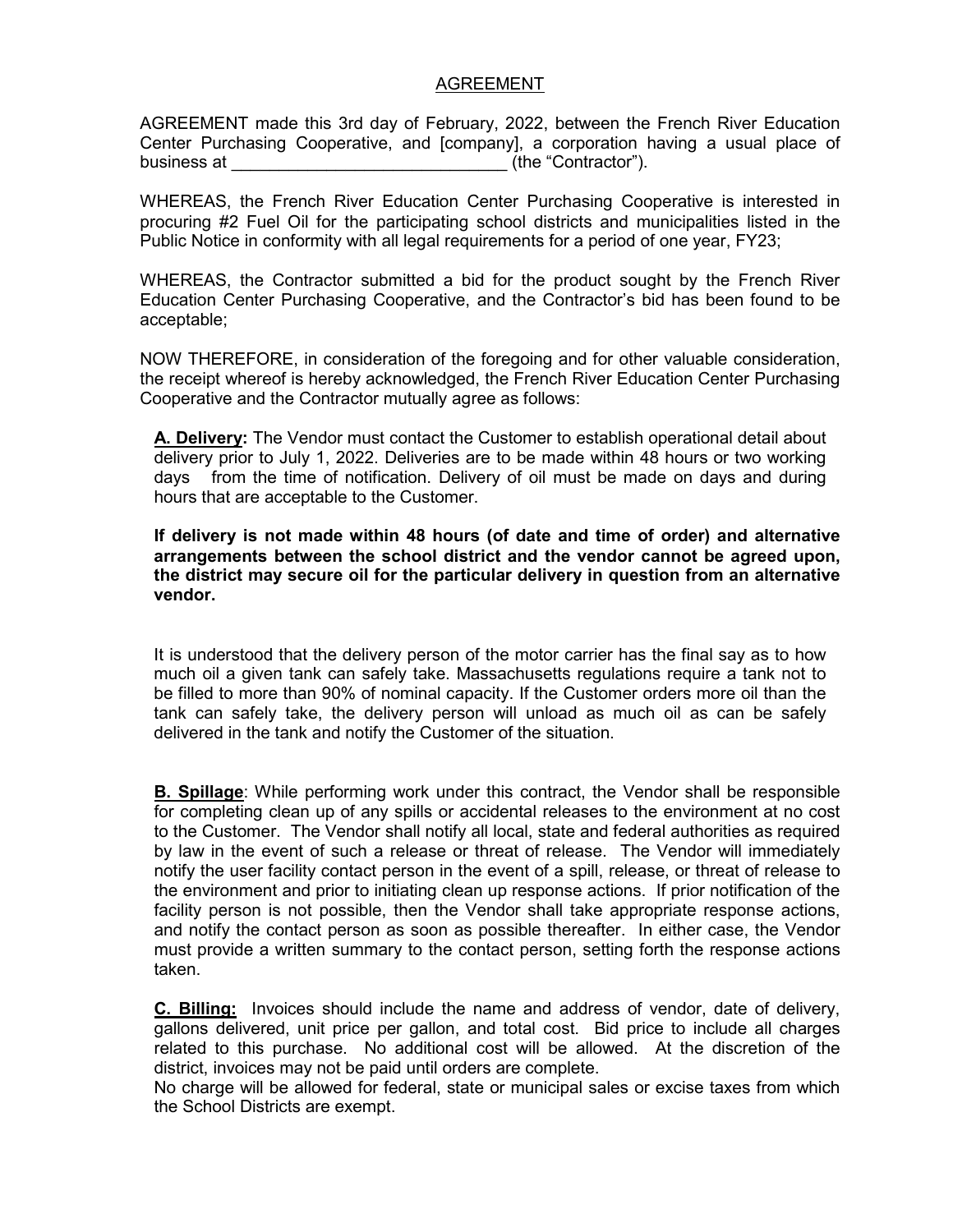# AGREEMENT

AGREEMENT made this 3rd day of February, 2022, between the French River Education Center Purchasing Cooperative, and [company], a corporation having a usual place of business at ______________________________ (the "Contractor").

WHEREAS, the French River Education Center Purchasing Cooperative is interested in procuring #2 Fuel Oil for the participating school districts and municipalities listed in the Public Notice in conformity with all legal requirements for a period of one year, FY23;

WHEREAS, the Contractor submitted a bid for the product sought by the French River Education Center Purchasing Cooperative, and the Contractor's bid has been found to be acceptable;

NOW THEREFORE, in consideration of the foregoing and for other valuable consideration, the receipt whereof is hereby acknowledged, the French River Education Center Purchasing Cooperative and the Contractor mutually agree as follows:

**A. Delivery:** The Vendor must contact the Customer to establish operational detail about delivery prior to July 1, 2022. Deliveries are to be made within 48 hours or two working days from the time of notification. Delivery of oil must be made on days and during hours that are acceptable to the Customer.

**If delivery is not made within 48 hours (of date and time of order) and alternative arrangements between the school district and the vendor cannot be agreed upon, the district may secure oil for the particular delivery in question from an alternative vendor.**

It is understood that the delivery person of the motor carrier has the final say as to how much oil a given tank can safely take. Massachusetts regulations require a tank not to be filled to more than 90% of nominal capacity. If the Customer orders more oil than the tank can safely take, the delivery person will unload as much oil as can be safely delivered in the tank and notify the Customer of the situation.

**B. Spillage**: While performing work under this contract, the Vendor shall be responsible for completing clean up of any spills or accidental releases to the environment at no cost to the Customer. The Vendor shall notify all local, state and federal authorities as required by law in the event of such a release or threat of release. The Vendor will immediately notify the user facility contact person in the event of a spill, release, or threat of release to the environment and prior to initiating clean up response actions. If prior notification of the facility person is not possible, then the Vendor shall take appropriate response actions, and notify the contact person as soon as possible thereafter. In either case, the Vendor must provide a written summary to the contact person, setting forth the response actions taken.

**C. Billing:** Invoices should include the name and address of vendor, date of delivery, gallons delivered, unit price per gallon, and total cost. Bid price to include all charges related to this purchase. No additional cost will be allowed. At the discretion of the district, invoices may not be paid until orders are complete.
No charge will be allowed for federal, state or municipal sales or excise taxes from which the School Districts are exempt.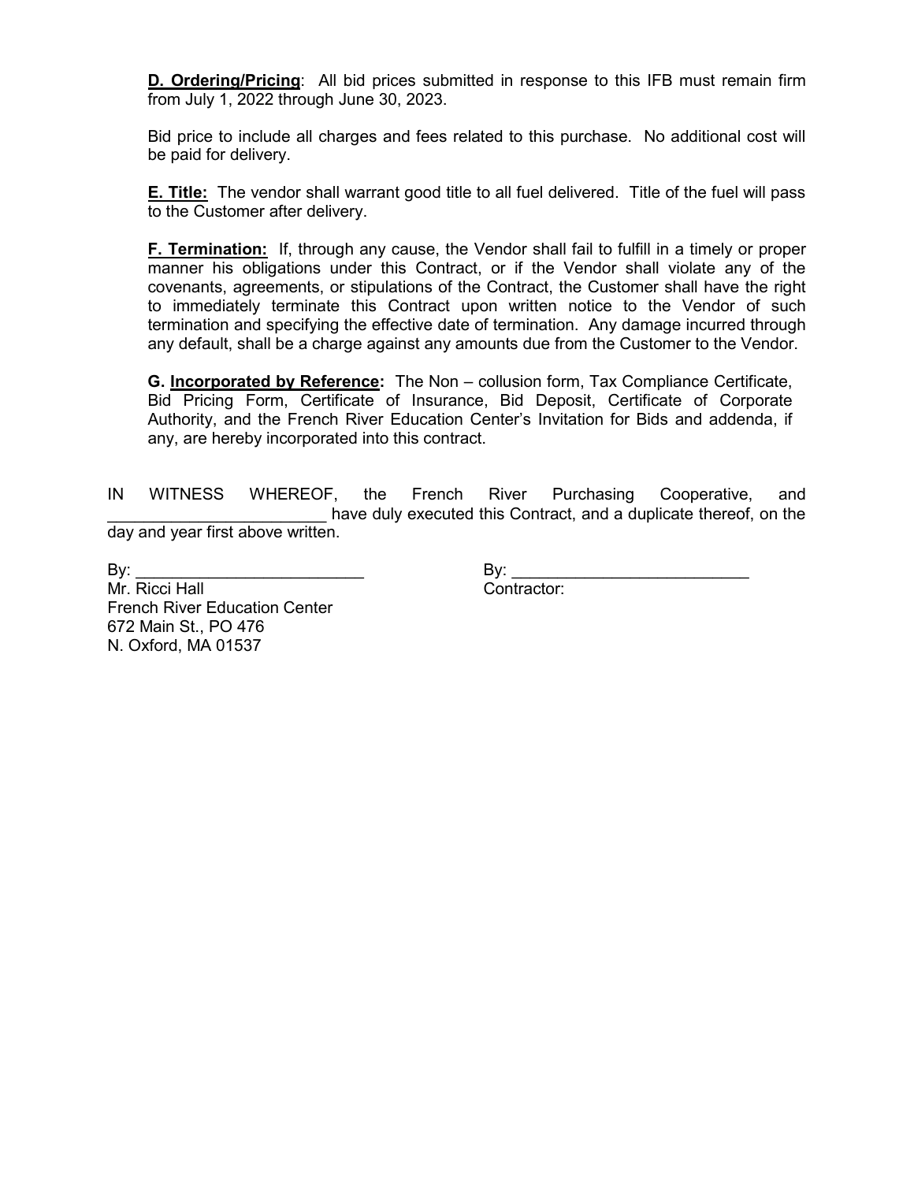**D. Ordering/Pricing**: All bid prices submitted in response to this IFB must remain firm from July 1, 2022 through June 30, 2023.

Bid price to include all charges and fees related to this purchase. No additional cost will be paid for delivery.

**E. Title:** The vendor shall warrant good title to all fuel delivered. Title of the fuel will pass to the Customer after delivery.

**F. Termination:** If, through any cause, the Vendor shall fail to fulfill in a timely or proper manner his obligations under this Contract, or if the Vendor shall violate any of the covenants, agreements, or stipulations of the Contract, the Customer shall have the right to immediately terminate this Contract upon written notice to the Vendor of such termination and specifying the effective date of termination. Any damage incurred through any default, shall be a charge against any amounts due from the Customer to the Vendor.

**G. Incorporated by Reference:** The Non – collusion form, Tax Compliance Certificate, Bid Pricing Form, Certificate of Insurance, Bid Deposit, Certificate of Corporate Authority, and the French River Education Center's Invitation for Bids and addenda, if any, are hereby incorporated into this contract.

IN WITNESS WHEREOF, the French River Purchasing Cooperative, and ________________________ have duly executed this Contract, and a duplicate thereof, on the day and year first above written.

By: _________________________
Mr. Ricci Hall
French River Education Center
672 Main St., PO 476
N. Oxford, MA 01537

By: _________________________
Contractor: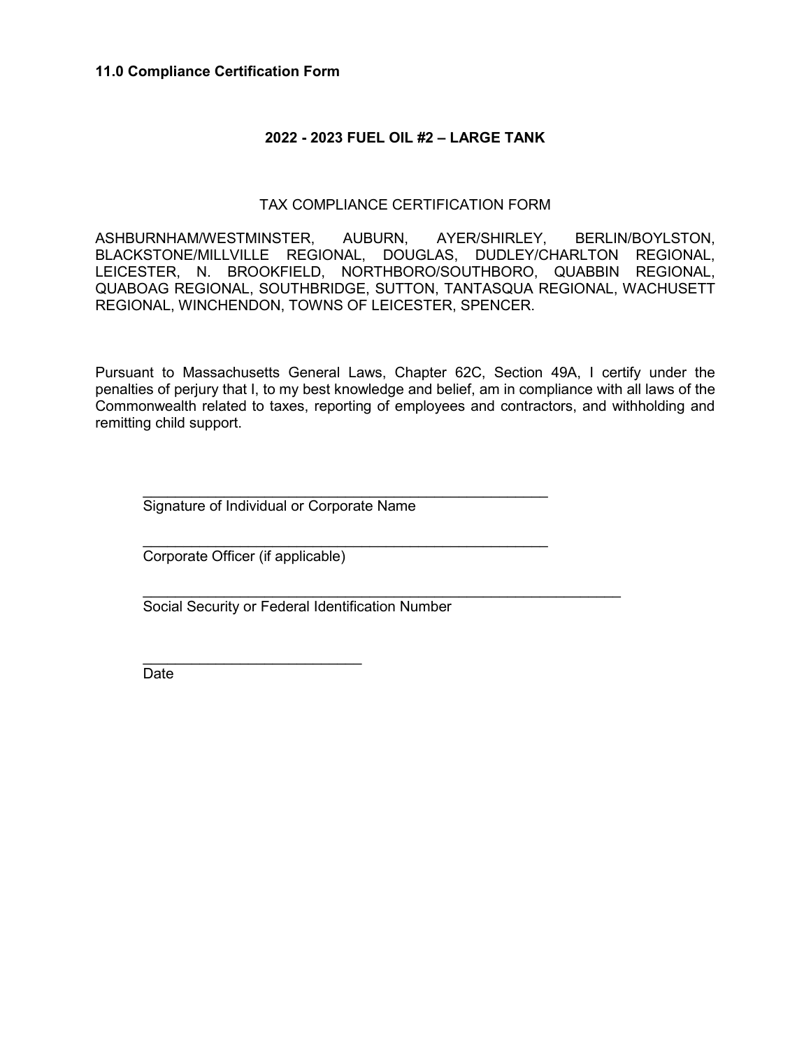**11.0 Compliance Certification Form**

**2022 - 2023 FUEL OIL #2 – LARGE TANK**

TAX COMPLIANCE CERTIFICATION FORM

ASHBURNHAM/WESTMINSTER, AUBURN, AYER/SHIRLEY, BERLIN/BOYLSTON, BLACKSTONE/MILLVILLE REGIONAL, DOUGLAS, DUDLEY/CHARLTON REGIONAL, LEICESTER, N. BROOKFIELD, NORTHBORO/SOUTHBORO, QUABBIN REGIONAL, QUABOAG REGIONAL, SOUTHBRIDGE, SUTTON, TANTASQUA REGIONAL, WACHUSETT REGIONAL, WINCHENDON, TOWNS OF LEICESTER, SPENCER.

Pursuant to Massachusetts General Laws, Chapter 62C, Section 49A, I certify under the penalties of perjury that I, to my best knowledge and belief, am in compliance with all laws of the Commonwealth related to taxes, reporting of employees and contractors, and withholding and remitting child support.

\_\_\_\_\_\_\_\_\_\_\_\_\_\_\_\_\_\_\_\_\_\_\_\_\_\_\_\_\_\_\_\_\_\_\_\_\_\_\_\_\_\_\_\_\_\_\_\_\_\_
Signature of Individual or Corporate Name

\_\_\_\_\_\_\_\_\_\_\_\_\_\_\_\_\_\_\_\_\_\_\_\_\_\_\_\_\_\_\_\_\_\_\_\_\_\_\_\_\_\_\_\_\_\_\_\_\_\_
Corporate Officer (if applicable)

\_\_\_\_\_\_\_\_\_\_\_\_\_\_\_\_\_\_\_\_\_\_\_\_\_\_\_\_\_\_\_\_\_\_\_\_\_\_\_\_\_\_\_\_\_\_\_\_\_\_\_\_\_\_\_\_\_\_\_\_
Social Security or Federal Identification Number

\_\_\_\_\_\_\_\_\_\_\_\_\_\_\_\_\_\_\_\_\_\_\_\_\_\_\_
Date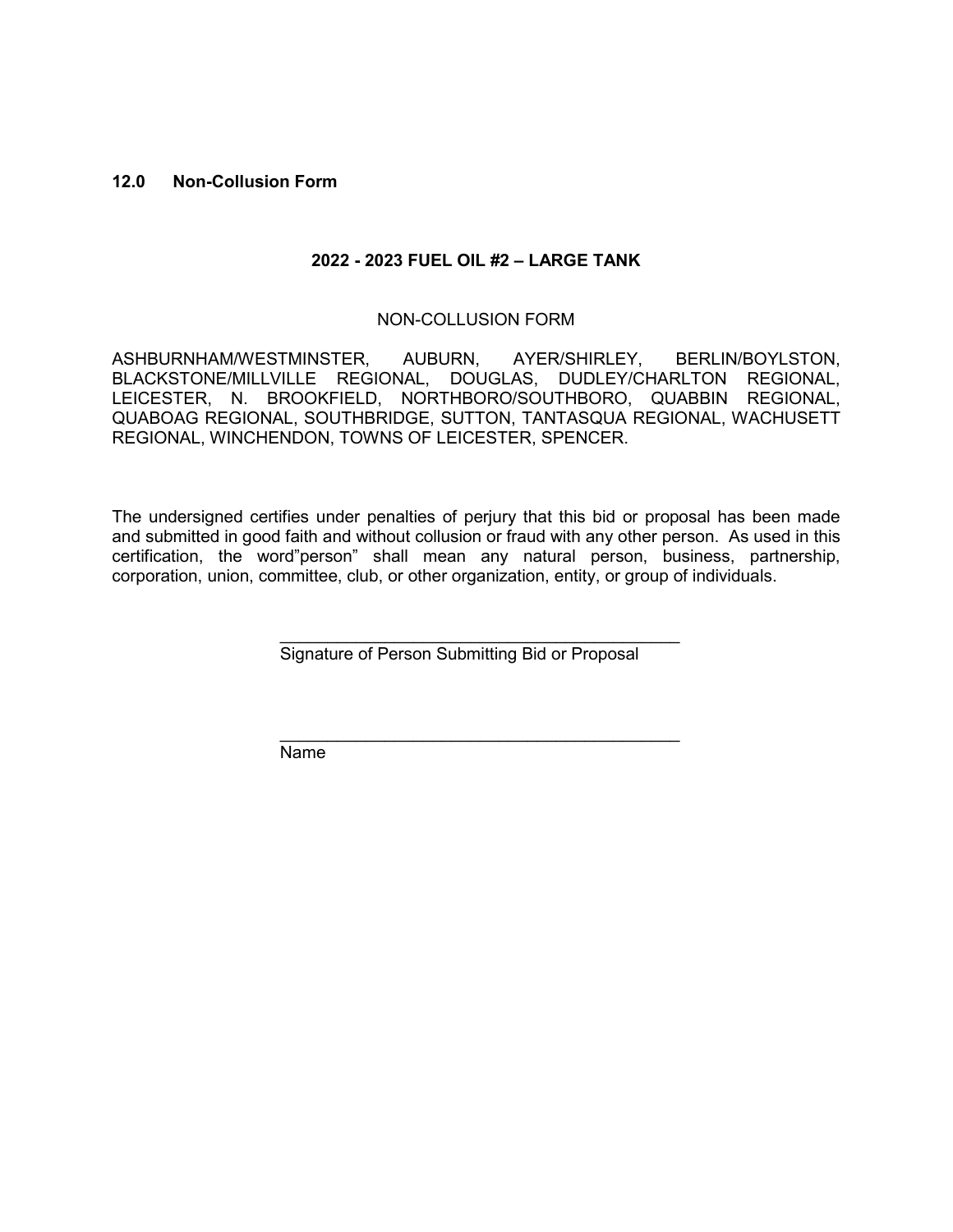## 12.0 Non-Collusion Form

### 2022 - 2023 FUEL OIL #2 – LARGE TANK

NON-COLLUSION FORM

ASHBURNHAM/WESTMINSTER, AUBURN, AYER/SHIRLEY, BERLIN/BOYLSTON, BLACKSTONE/MILLVILLE REGIONAL, DOUGLAS, DUDLEY/CHARLTON REGIONAL, LEICESTER, N. BROOKFIELD, NORTHBORO/SOUTHBORO, QUABBIN REGIONAL, QUABOAG REGIONAL, SOUTHBRIDGE, SUTTON, TANTASQUA REGIONAL, WACHUSETT REGIONAL, WINCHENDON, TOWNS OF LEICESTER, SPENCER.

The undersigned certifies under penalties of perjury that this bid or proposal has been made and submitted in good faith and without collusion or fraud with any other person. As used in this certification, the word"person" shall mean any natural person, business, partnership, corporation, union, committee, club, or other organization, entity, or group of individuals.

\_\_\_\_\_\_\_\_\_\_\_\_\_\_\_\_\_\_\_\_\_\_\_\_\_\_\_\_\_\_\_\_\_\_\_\_\_\_\_\_\_\_\_\_
Signature of Person Submitting Bid or Proposal

\_\_\_\_\_\_\_\_\_\_\_\_\_\_\_\_\_\_\_\_\_\_\_\_\_\_\_\_\_\_\_\_\_\_\_\_\_\_\_\_\_\_\_\_
Name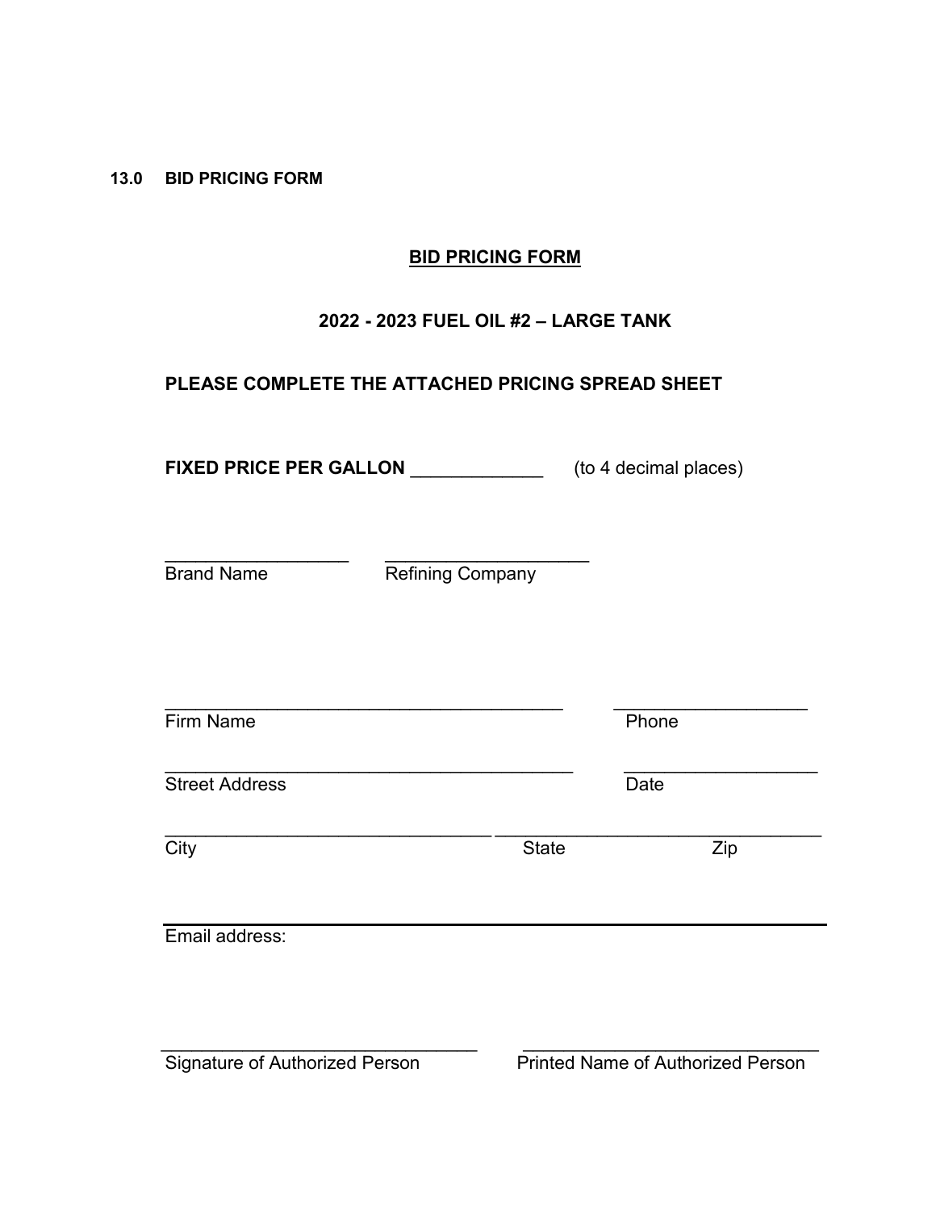## 13.0 BID PRICING FORM

**<u>BID PRICING FORM</u>**

**2022 - 2023 FUEL OIL #2 – LARGE TANK**

**PLEASE COMPLETE THE ATTACHED PRICING SPREAD SHEET**

**FIXED PRICE PER GALLON** _____________ (to 4 decimal places)

__________________ ____________________

Brand Name Refining Company

_______________________________________ ___________________

Firm Name Phone

________________________________________ ___________________

Street Address Date

________________________________ ________________________________

City State Zip

________________________________________________________________

Email address:

_______________________________ _____________________________

Signature of Authorized Person Printed Name of Authorized Person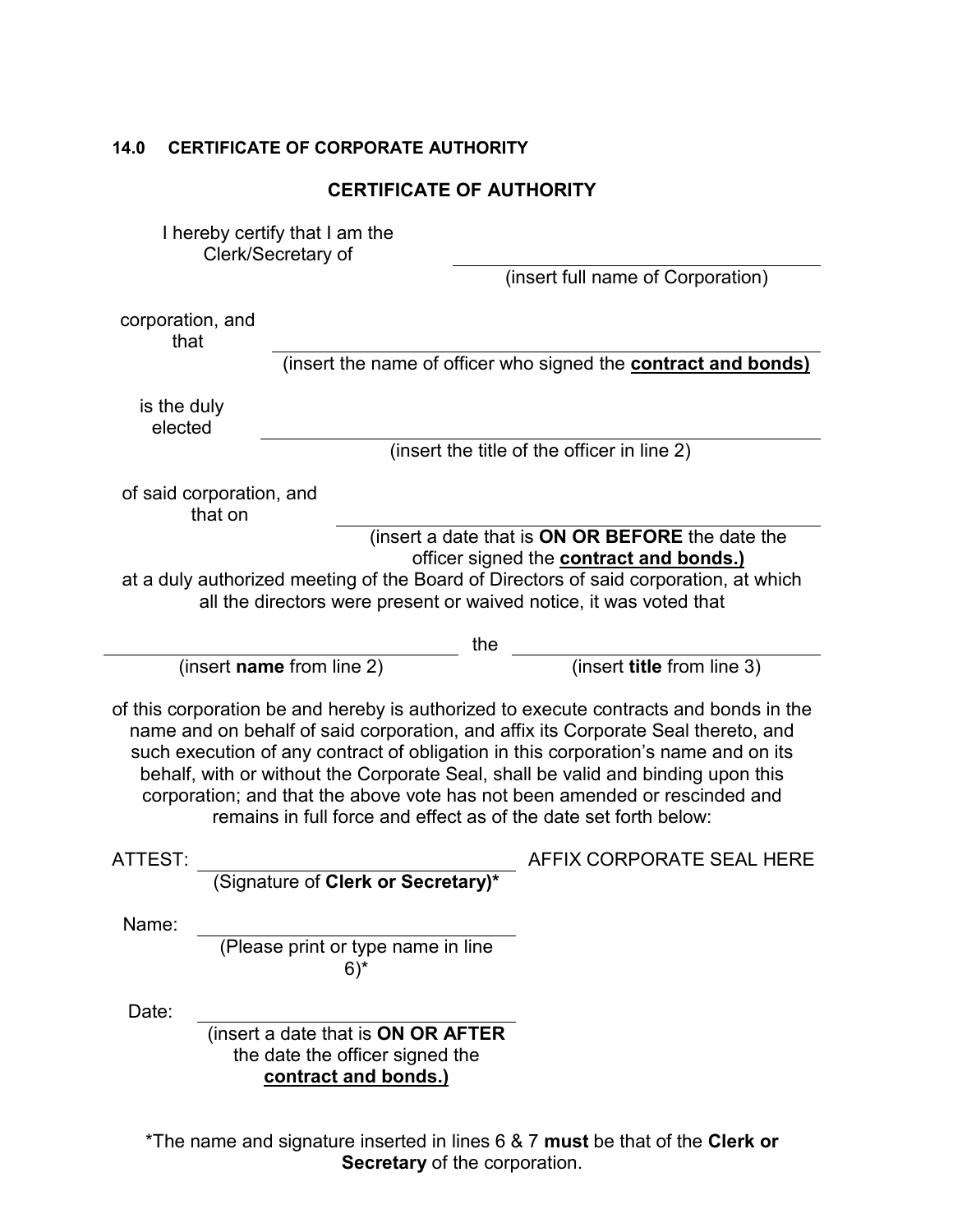### 14.0 CERTIFICATE OF CORPORATE AUTHORITY

## CERTIFICATE OF AUTHORITY

I hereby certify that I am the Clerk/Secretary of ______________________________
(insert full name of Corporation)

corporation, and that ______________________________
(insert the name of officer who signed the **<u>contract and bonds)</u>**

is the duly elected ______________________________
(insert the title of the officer in line 2)

of said corporation, and that on ______________________________
(insert a date that is **ON OR BEFORE** the date the officer signed the **<u>contract and bonds.)</u>**

at a duly authorized meeting of the Board of Directors of said corporation, at which all the directors were present or waived notice, it was voted that

______________________________ the ______________________________
(insert **name** from line 2) (insert **title** from line 3)

of this corporation be and hereby is authorized to execute contracts and bonds in the name and on behalf of said corporation, and affix its Corporate Seal thereto, and such execution of any contract of obligation in this corporation's name and on its behalf, with or without the Corporate Seal, shall be valid and binding upon this corporation; and that the above vote has not been amended or rescinded and remains in full force and effect as of the date set forth below:

ATTEST: ______________________________ AFFIX CORPORATE SEAL HERE
(Signature of **Clerk or Secretary)***

Name: ______________________________
(Please print or type name in line 6)*

Date: ______________________________
(insert a date that is **ON OR AFTER** the date the officer signed the **<u>contract and bonds.)</u>**

*The name and signature inserted in lines 6 & 7 **must** be that of the **Clerk or Secretary** of the corporation.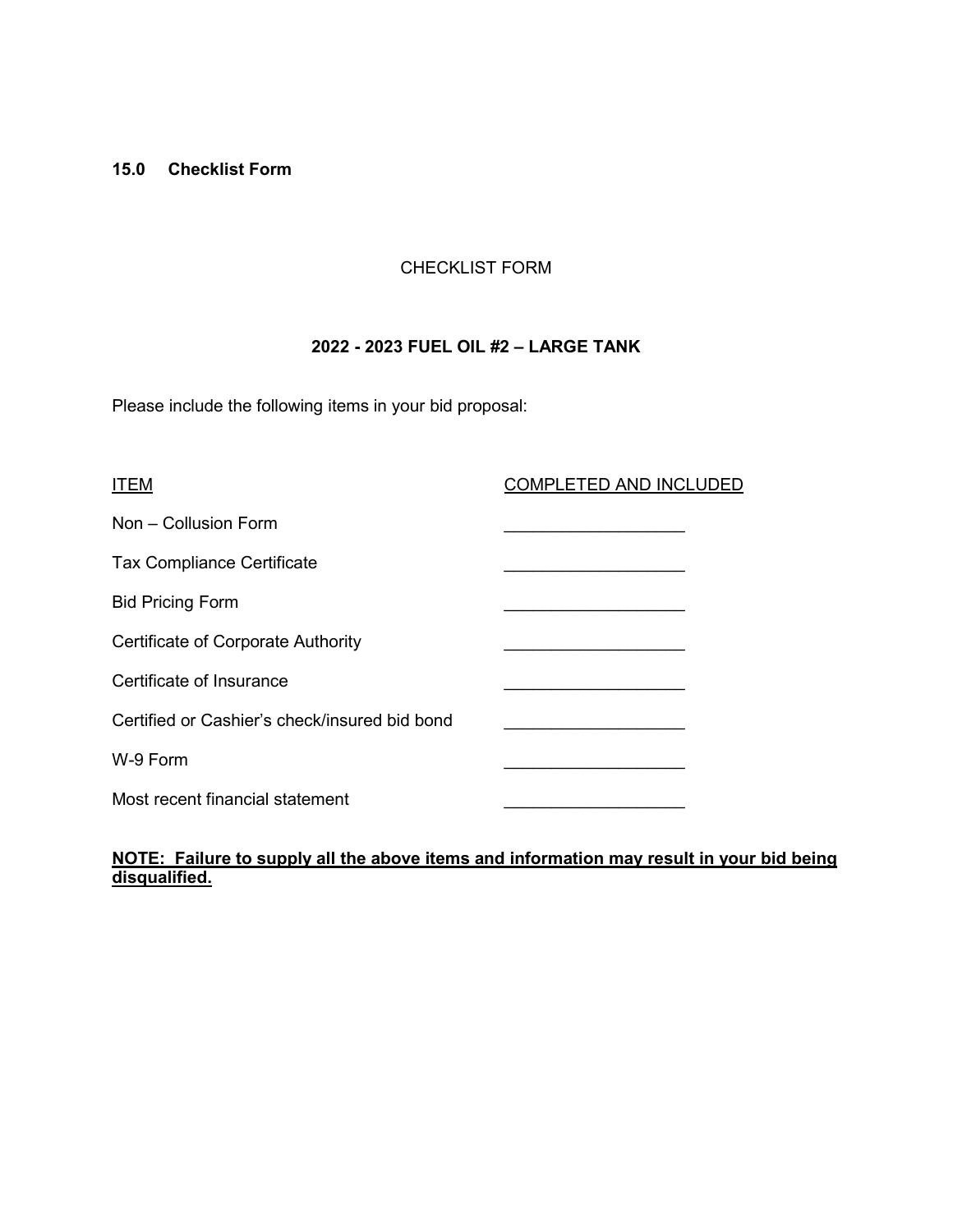## 15.0 Checklist Form

CHECKLIST FORM

**2022 - 2023 FUEL OIL #2 – LARGE TANK**

Please include the following items in your bid proposal:

| ITEM | COMPLETED AND INCLUDED |
|---|---|
| Non – Collusion Form | ___________________ |
| Tax Compliance Certificate | ___________________ |
| Bid Pricing Form | ___________________ |
| Certificate of Corporate Authority | ___________________ |
| Certificate of Insurance | ___________________ |
| Certified or Cashier's check/insured bid bond | ___________________ |
| W-9 Form | ___________________ |
| Most recent financial statement | ___________________ |

**NOTE: Failure to supply all the above items and information may result in your bid being disqualified.**